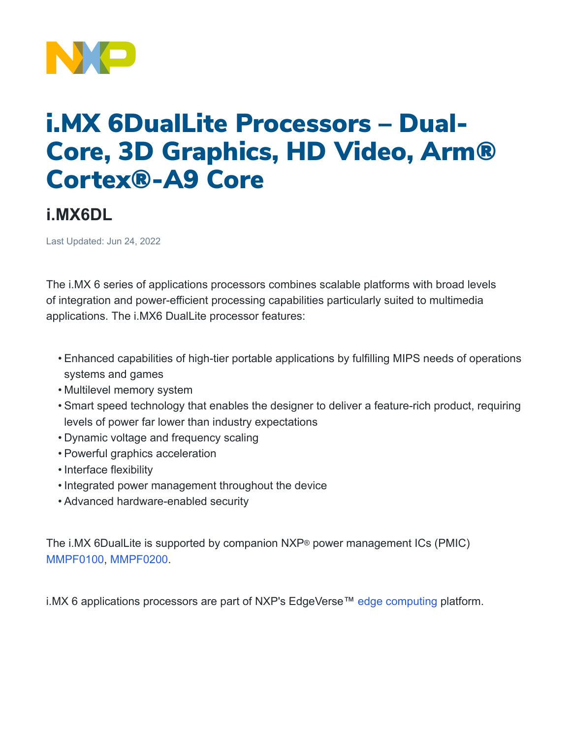# i.MX 6DualLite Processors – Dual-Core, 3D Graphics, HD Video, Arm® Cortex®-A9 Core

## i.MX6DL

Last Updated: Jun 24, 2022

The i.MX 6 series of applications processors combines scalable platforms with broad levels of integration and power-efficient processing capabilities particularly suited to multimedia applications. The i.MX6 DualLite processor features:

- Enhanced capabilities of high-tier portable applications by fulfilling MIPS needs of operations systems and games
- Multilevel memory system
- Smart speed technology that enables the designer to deliver a feature-rich product, requiring levels of power far lower than industry expectations
- Dynamic voltage and frequency scaling
- Powerful graphics acceleration
- Interface flexibility
- Integrated power management throughout the device
- Advanced hardware-enabled security

The i.MX 6DualLite is supported by companion NXP® power management ICs (PMIC) MMPF0100, MMPF0200.

i.MX 6 applications processors are part of NXP's EdgeVerse™ edge computing platform.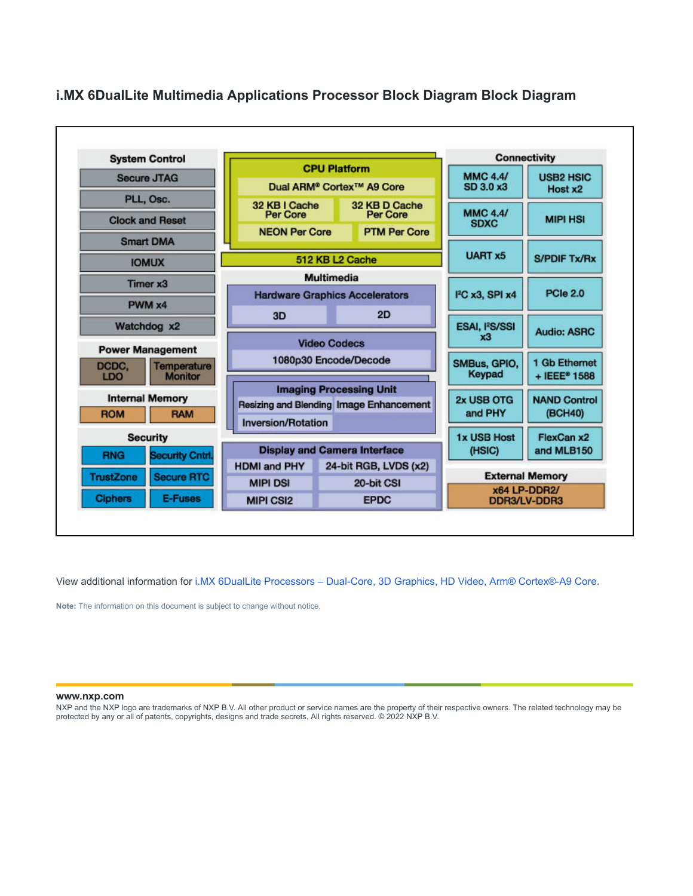## i.MX 6DualLite Multimedia Applications Processor Block Diagram Block Diagram

System Control
Secure JTAG
PLL, Osc.
Clock and Reset
Smart DMA
IOMUX
Timer x3
PWM x4
Watchdog x2

Power Management
DCDC, LDO
Temperature Monitor

Internal Memory
ROM
RAM

Security
RNG
Security Cntrl.
TrustZone
Secure RTC
Ciphers
E-Fuses

CPU Platform
Dual ARM® Cortex™ A9 Core
32 KB I Cache Per Core
32 KB D Cache Per Core
NEON Per Core
PTM Per Core
512 KB L2 Cache

Multimedia
Hardware Graphics Accelerators
3D
2D
Video Codecs
1080p30 Encode/Decode
Imaging Processing Unit
Resizing and Blending
Image Enhancement
Inversion/Rotation

Display and Camera Interface
HDMI and PHY
24-bit RGB, LVDS (x2)
MIPI DSI
20-bit CSI
MIPI CSI2
EPDC

Connectivity
MMC 4.4/ SD 3.0 x3
USB2 HSIC Host x2
MMC 4.4/ SDXC
MIPI HSI
UART x5
S/PDIF Tx/Rx
I²C x3, SPI x4
PCIe 2.0
ESAI, I²S/SSI x3
Audio: ASRC
SMBus, GPIO, Keypad
1 Gb Ethernet + IEEE® 1588
2x USB OTG and PHY
NAND Control (BCH40)
1x USB Host (HSIC)
FlexCan x2 and MLB150

External Memory
x64 LP-DDR2/ DDR3/LV-DDR3

View additional information for i.MX 6DualLite Processors – Dual-Core, 3D Graphics, HD Video, Arm® Cortex®-A9 Core.

**Note:** The information on this document is subject to change without notice.